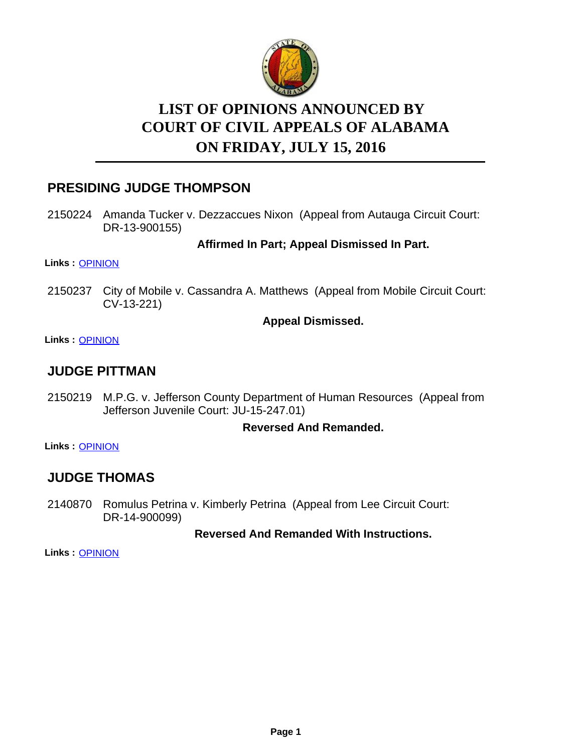# LIST OF OPINIONS ANNOUNCED BY COURT OF CIVIL APPEALS OF ALABAMA ON FRIDAY, JULY 15, 2016

## PRESIDING JUDGE THOMPSON

2150224 Amanda Tucker v. Dezzaccues Nixon (Appeal from Autauga Circuit Court: DR-13-900155)

**Affirmed In Part; Appeal Dismissed In Part.**

**Links :** OPINION

2150237 City of Mobile v. Cassandra A. Matthews (Appeal from Mobile Circuit Court: CV-13-221)

**Appeal Dismissed.**

**Links :** OPINION

## JUDGE PITTMAN

2150219 M.P.G. v. Jefferson County Department of Human Resources (Appeal from Jefferson Juvenile Court: JU-15-247.01)

**Reversed And Remanded.**

**Links :** OPINION

## JUDGE THOMAS

2140870 Romulus Petrina v. Kimberly Petrina (Appeal from Lee Circuit Court: DR-14-900099)

**Reversed And Remanded With Instructions.**

**Links :** OPINION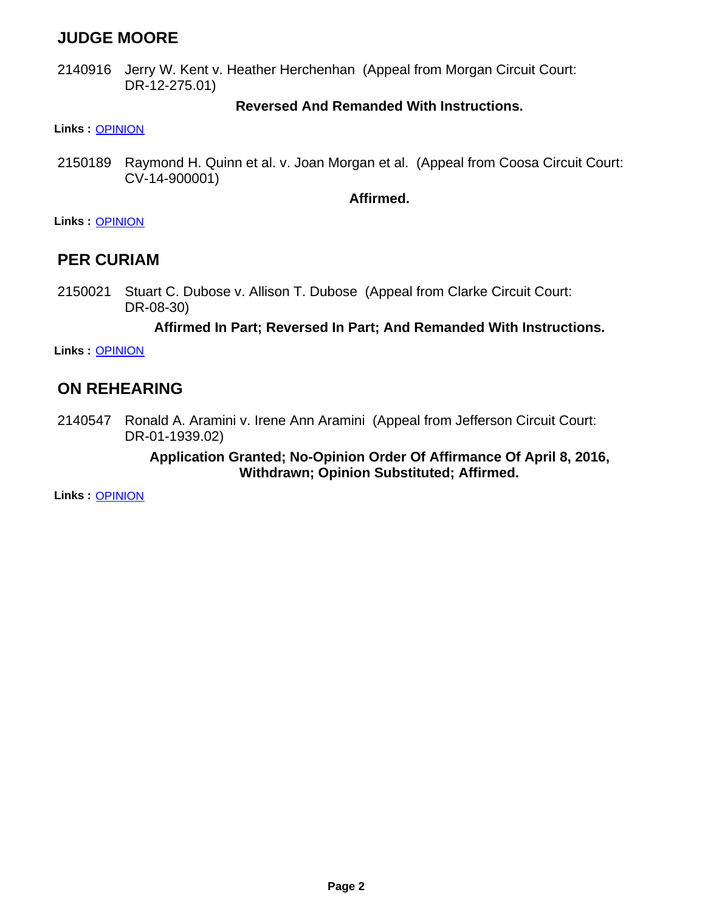## JUDGE MOORE

2140916 Jerry W. Kent v. Heather Herchenhan (Appeal from Morgan Circuit Court: DR-12-275.01)

**Reversed And Remanded With Instructions.**

**Links :** OPINION

2150189 Raymond H. Quinn et al. v. Joan Morgan et al. (Appeal from Coosa Circuit Court: CV-14-900001)

**Affirmed.**

**Links :** OPINION

## PER CURIAM

2150021 Stuart C. Dubose v. Allison T. Dubose (Appeal from Clarke Circuit Court: DR-08-30)

**Affirmed In Part; Reversed In Part; And Remanded With Instructions.**

**Links :** OPINION

## ON REHEARING

2140547 Ronald A. Aramini v. Irene Ann Aramini (Appeal from Jefferson Circuit Court: DR-01-1939.02)

**Application Granted; No-Opinion Order Of Affirmance Of April 8, 2016, Withdrawn; Opinion Substituted; Affirmed.**

**Links :** OPINION